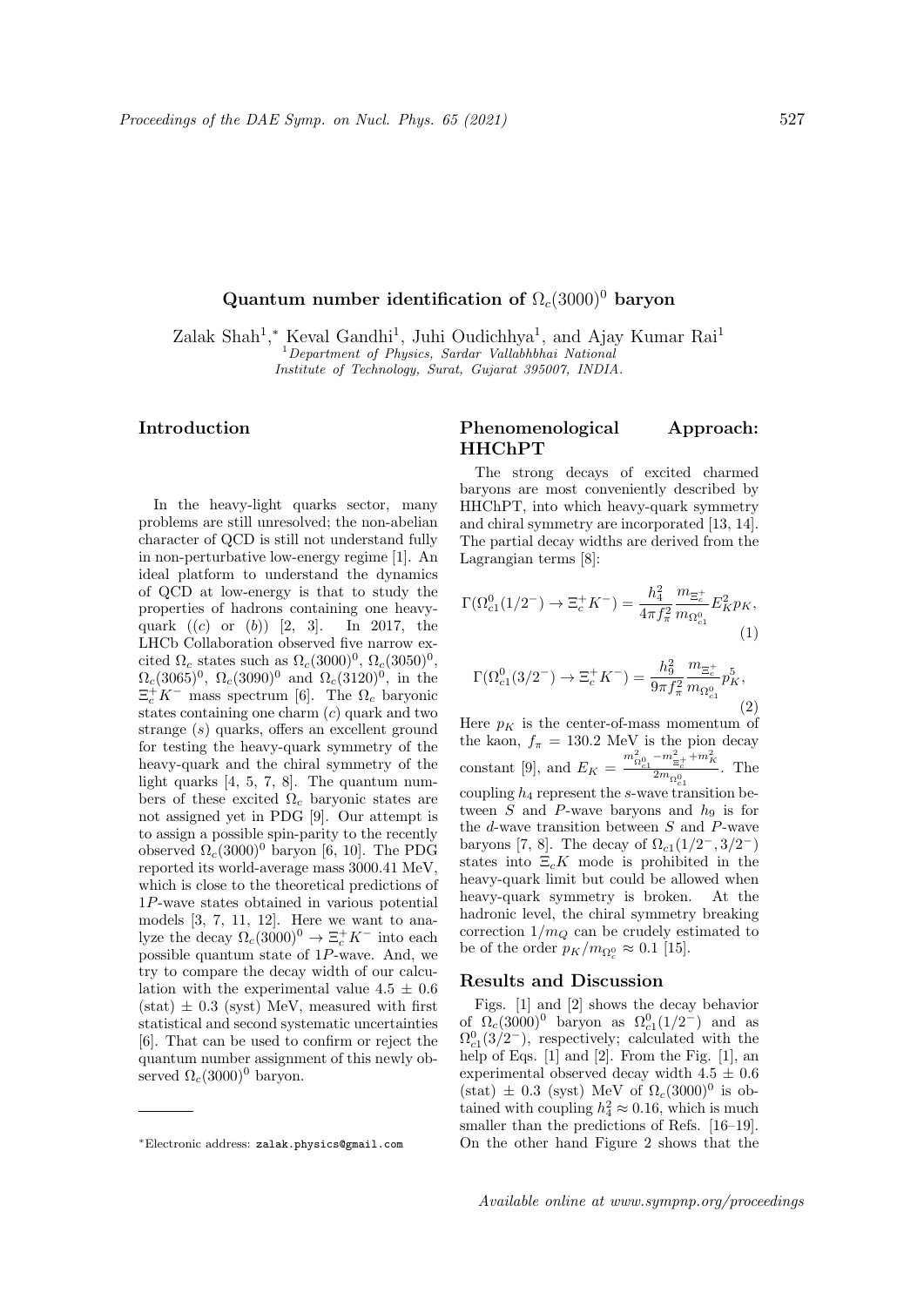# Quantum number identification of $\Omega_c(3000)^0$ baryon

Zalak Shah[1,*] Keval Gandhi[1], Juhi Oudichhya[1], and Ajay Kumar Rai[1]

[1] *Department of Physics, Sardar Vallabhbhai National Institute of Technology, Surat, Gujarat 395007, INDIA.*

## Introduction

In the heavy-light quarks sector, many problems are still unresolved; the non-abelian character of QCD is still not understand fully in non-perturbative low-energy regime [1]. An ideal platform to understand the dynamics of QCD at low-energy is that to study the properties of hadrons containing one heavy-quark (($c$) or ($b$)) [2, 3]. In 2017, the LHCb Collaboration observed five narrow excited $\Omega_c$ states such as $\Omega_c(3000)^0$, $\Omega_c(3050)^0$, $\Omega_c(3065)^0$, $\Omega_c(3090)^0$ and $\Omega_c(3120)^0$, in the $\Xi_c^+ K^-$ mass spectrum [6]. The $\Omega_c$ baryonic states containing one charm ($c$) quark and two strange ($s$) quarks, offers an excellent ground for testing the heavy-quark symmetry of the heavy-quark and the chiral symmetry of the light quarks [4, 5, 7, 8]. The quantum numbers of these excited $\Omega_c$ baryonic states are not assigned yet in PDG [9]. Our attempt is to assign a possible spin-parity to the recently observed $\Omega_c(3000)^0$ baryon [6, 10]. The PDG reported its world-average mass 3000.41 MeV, which is close to the theoretical predictions of $1P$-wave states obtained in various potential models [3, 7, 11, 12]. Here we want to analyze the decay $\Omega_c(3000)^0 \rightarrow \Xi_c^+ K^-$ into each possible quantum state of $1P$-wave. And, we try to compare the decay width of our calculation with the experimental value $4.5 \pm 0.6$ (stat) $\pm$ 0.3 (syst) MeV, measured with first statistical and second systematic uncertainties [6]. That can be used to confirm or reject the quantum number assignment of this newly observed $\Omega_c(3000)^0$ baryon.

## Phenomenological Approach: HHChPT

The strong decays of excited charmed baryons are most conveniently described by HHChPT, into which heavy-quark symmetry and chiral symmetry are incorporated [13, 14]. The partial decay widths are derived from the Lagrangian terms [8]:

$$\Gamma(\Omega_{c1}^0(1/2^-) \rightarrow \Xi_c^+ K^-) = \frac{h_4^2}{4\pi f_\pi^2} \frac{m_{\Xi_c^+}}{m_{\Omega_{c1}^0}} E_K^2 p_K, \tag{1}$$

$$\Gamma(\Omega_{c1}^0(3/2^-) \rightarrow \Xi_c^+ K^-) = \frac{h_9^2}{9\pi f_\pi^2} \frac{m_{\Xi_c^+}}{m_{\Omega_{c1}^0}} p_K^5, \tag{2}$$

Here $p_K$ is the center-of-mass momentum of the kaon, $f_\pi = 130.2$ MeV is the pion decay constant [9], and $E_K = \frac{m_{\Omega_{c1}^0}^2 - m_{\Xi_c^+}^2 + m_K^2}{2m_{\Omega_{c1}^0}}$. The coupling $h_4$ represent the $s$-wave transition between $S$ and $P$-wave baryons and $h_9$ is for the $d$-wave transition between $S$ and $P$-wave baryons [7, 8]. The decay of $\Omega_{c1}(1/2^-, 3/2^-)$ states into $\Xi_c K$ mode is prohibited in the heavy-quark limit but could be allowed when heavy-quark symmetry is broken. At the hadronic level, the chiral symmetry breaking correction $1/m_Q$ can be crudely estimated to be of the order $p_K/m_{\Omega_c^0} \approx 0.1$ [15].

## Results and Discussion

Figs. [1] and [2] shows the decay behavior of $\Omega_c(3000)^0$ baryon as $\Omega_{c1}^0(1/2^-)$ and as $\Omega_{c1}^0(3/2^-)$, respectively; calculated with the help of Eqs. [1] and [2]. From the Fig. [1], an experimental observed decay width $4.5 \pm 0.6$ (stat) $\pm$ 0.3 (syst) MeV of $\Omega_c(3000)^0$ is obtained with coupling $h_4^2 \approx 0.16$, which is much smaller than the predictions of Refs. [16–19]. On the other hand Figure 2 shows that the

---

*Electronic address: zalak.physics@gmail.com

Available online at www.sympnp.org/proceedings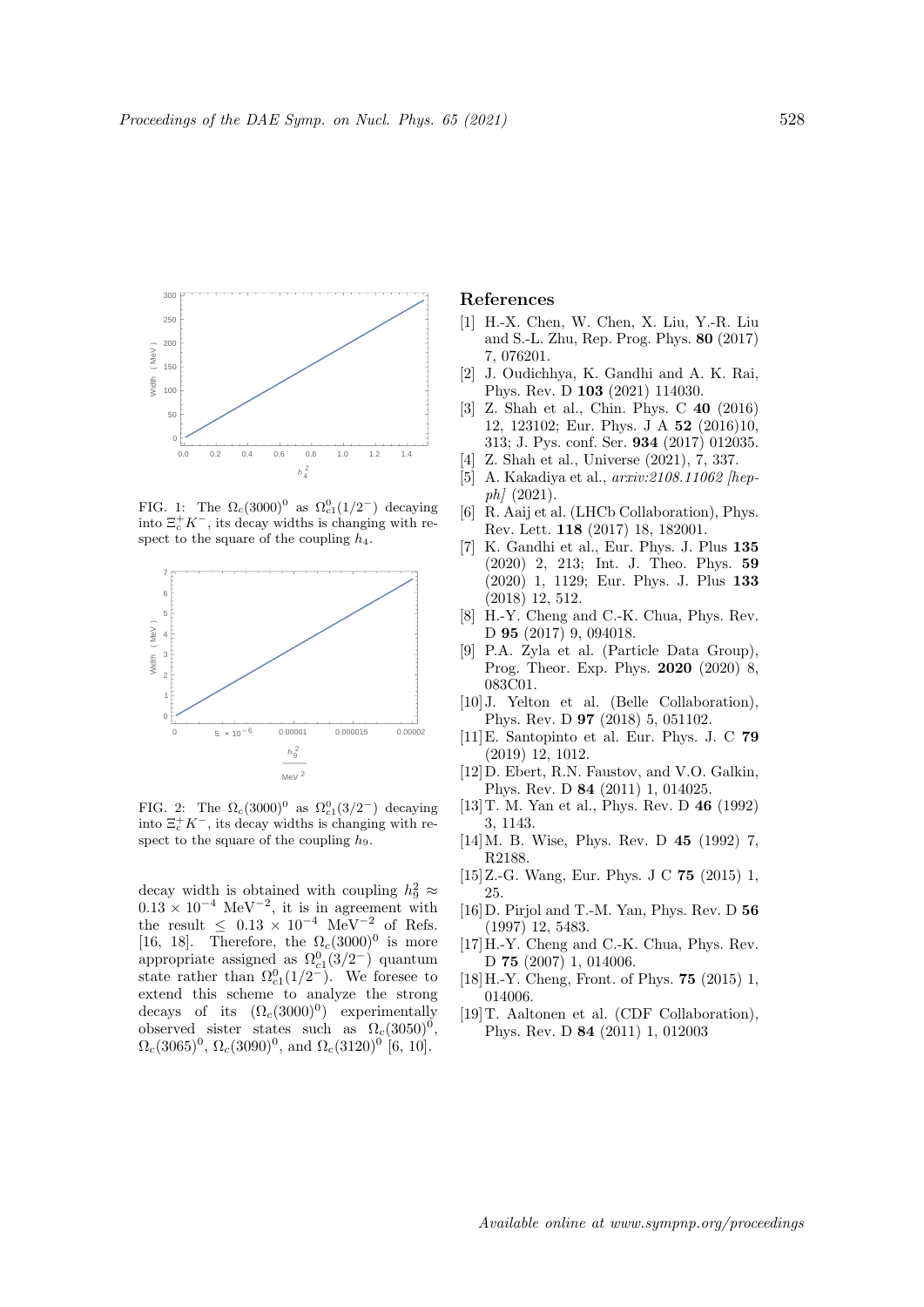300
250
200
150
100
50
0
Width ( MeV )
0.0 0.2 0.4 0.6 0.8 1.0 1.2 1.4
$h_4^2$

FIG. 1: The $\Omega_c(3000)^0$ as $\Omega^0_{c1}(1/2^-)$ decaying into $\Xi_c^+ K^-$, its decay widths is changing with respect to the square of the coupling $h_4$.

7
6
5
4
3
2
1
0
Width ( MeV )
0 5. × 10$^{-6}$ 0.00001 0.000015 0.00002
$\frac{h_9^2}{\text{MeV}^2}$

FIG. 2: The $\Omega_c(3000)^0$ as $\Omega^0_{c1}(3/2^-)$ decaying into $\Xi_c^+ K^-$, its decay widths is changing with respect to the square of the coupling $h_9$.

decay width is obtained with coupling $h_9^2 \approx 0.13 \times 10^{-4}$ MeV$^{-2}$, it is in agreement with the result $\leq 0.13 \times 10^{-4}$ MeV$^{-2}$ of Refs. [16, 18]. Therefore, the $\Omega_c(3000)^0$ is more appropriate assigned as $\Omega^0_{c1}(3/2^-)$ quantum state rather than $\Omega^0_{c1}(1/2^-)$. We foresee to extend this scheme to analyze the strong decays of its $(\Omega_c(3000)^0)$ experimentally observed sister states such as $\Omega_c(3050)^0$, $\Omega_c(3065)^0$, $\Omega_c(3090)^0$, and $\Omega_c(3120)^0$ [6, 10].

## References

[1] H.-X. Chen, W. Chen, X. Liu, Y.-R. Liu and S.-L. Zhu, Rep. Prog. Phys. **80** (2017) 7, 076201.

[2] J. Oudichhya, K. Gandhi and A. K. Rai, Phys. Rev. D **103** (2021) 114030.

[3] Z. Shah et al., Chin. Phys. C **40** (2016) 12, 123102; Eur. Phys. J A **52** (2016)10, 313; J. Pys. conf. Ser. **934** (2017) 012035.

[4] Z. Shah et al., Universe (2021), 7, 337.

[5] A. Kakadiya et al., *arxiv:2108.11062 [hep-ph]* (2021).

[6] R. Aaij et al. (LHCb Collaboration), Phys. Rev. Lett. **118** (2017) 18, 182001.

[7] K. Gandhi et al., Eur. Phys. J. Plus **135** (2020) 2, 213; Int. J. Theo. Phys. **59** (2020) 1, 1129; Eur. Phys. J. Plus **133** (2018) 12, 512.

[8] H.-Y. Cheng and C.-K. Chua, Phys. Rev. D **95** (2017) 9, 094018.

[9] P.A. Zyla et al. (Particle Data Group), Prog. Theor. Exp. Phys. **2020** (2020) 8, 083C01.

[10] J. Yelton et al. (Belle Collaboration), Phys. Rev. D **97** (2018) 5, 051102.

[11] E. Santopinto et al. Eur. Phys. J. C **79** (2019) 12, 1012.

[12] D. Ebert, R.N. Faustov, and V.O. Galkin, Phys. Rev. D **84** (2011) 1, 014025.

[13] T. M. Yan et al., Phys. Rev. D **46** (1992) 3, 1143.

[14] M. B. Wise, Phys. Rev. D **45** (1992) 7, R2188.

[15] Z.-G. Wang, Eur. Phys. J C **75** (2015) 1, 25.

[16] D. Pirjol and T.-M. Yan, Phys. Rev. D **56** (1997) 12, 5483.

[17] H.-Y. Cheng and C.-K. Chua, Phys. Rev. D **75** (2007) 1, 014006.

[18] H.-Y. Cheng, Front. of Phys. **75** (2015) 1, 014006.

[19] T. Aaltonen et al. (CDF Collaboration), Phys. Rev. D **84** (2011) 1, 012003